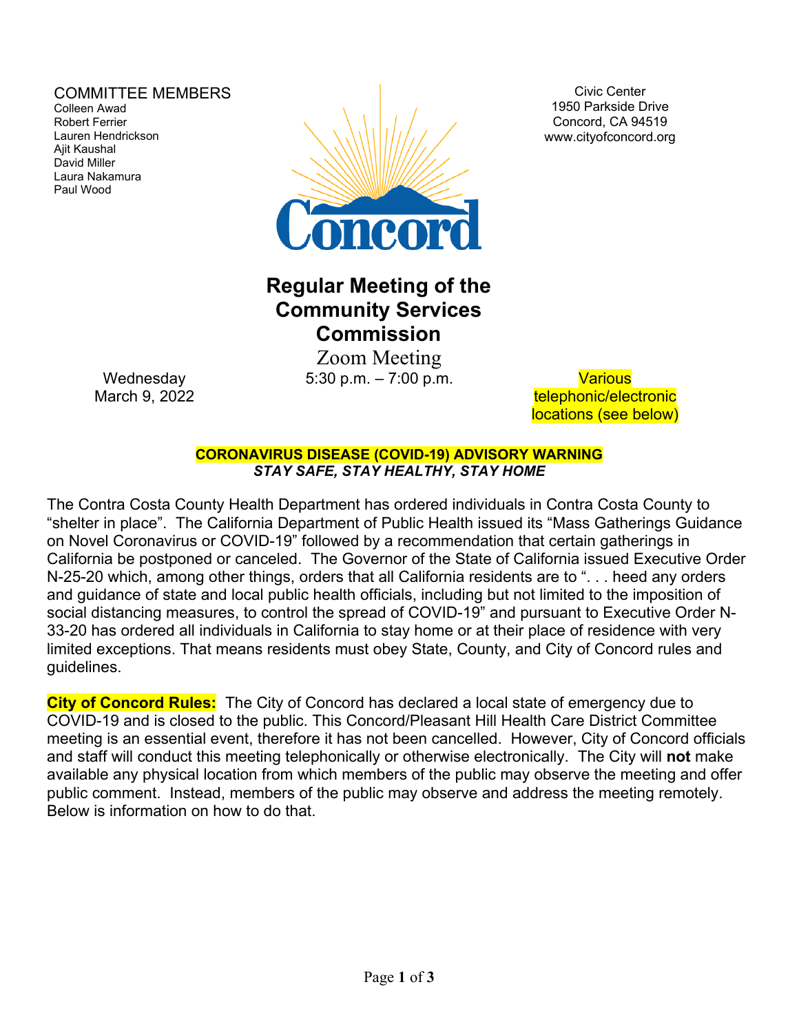COMMITTEE MEMBERS
Colleen Awad
Robert Ferrier
Lauren Hendrickson
Ajit Kaushal
David Miller
Laura Nakamura
Paul Wood

Civic Center
1950 Parkside Drive
Concord, CA 94519
www.cityofconcord.org

# Regular Meeting of the Community Services Commission

Zoom Meeting

Wednesday
March 9, 2022

5:30 p.m. – 7:00 p.m.

Various telephonic/electronic locations (see below)

**CORONAVIRUS DISEASE (COVID-19) ADVISORY WARNING**
***STAY SAFE, STAY HEALTHY, STAY HOME***

The Contra Costa County Health Department has ordered individuals in Contra Costa County to "shelter in place". The California Department of Public Health issued its "Mass Gatherings Guidance on Novel Coronavirus or COVID-19" followed by a recommendation that certain gatherings in California be postponed or canceled. The Governor of the State of California issued Executive Order N-25-20 which, among other things, orders that all California residents are to ". . . heed any orders and guidance of state and local public health officials, including but not limited to the imposition of social distancing measures, to control the spread of COVID-19" and pursuant to Executive Order N-33-20 has ordered all individuals in California to stay home or at their place of residence with very limited exceptions. That means residents must obey State, County, and City of Concord rules and guidelines.

**City of Concord Rules:** The City of Concord has declared a local state of emergency due to COVID-19 and is closed to the public. This Concord/Pleasant Hill Health Care District Committee meeting is an essential event, therefore it has not been cancelled. However, City of Concord officials and staff will conduct this meeting telephonically or otherwise electronically. The City will **not** make available any physical location from which members of the public may observe the meeting and offer public comment. Instead, members of the public may observe and address the meeting remotely. Below is information on how to do that.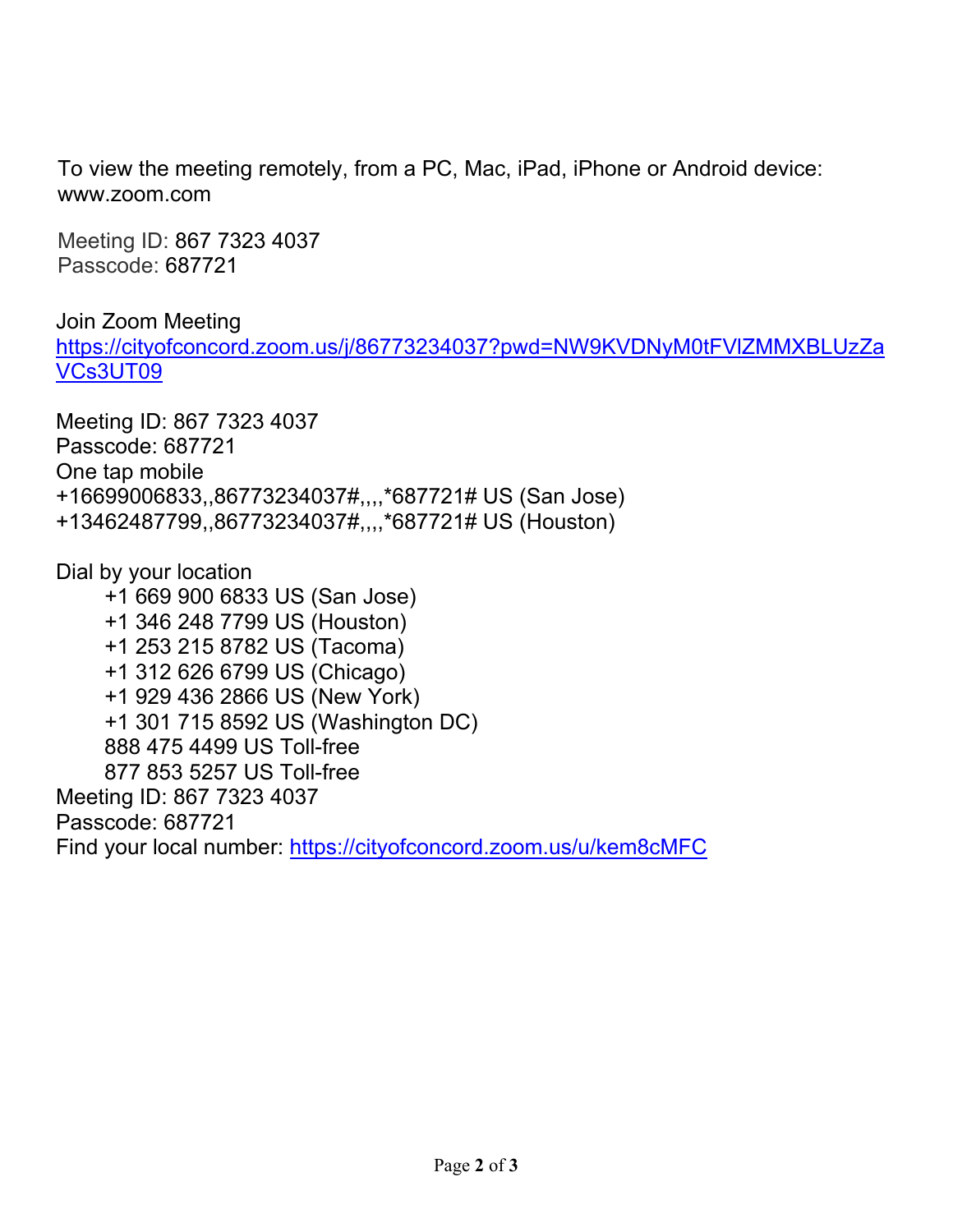To view the meeting remotely, from a PC, Mac, iPad, iPhone or Android device:
www.zoom.com

Meeting ID: 867 7323 4037
Passcode: 687721

Join Zoom Meeting
https://cityofconcord.zoom.us/j/86773234037?pwd=NW9KVDNyM0tFVlZMMXBLUzZaVCs3UT09

Meeting ID: 867 7323 4037
Passcode: 687721
One tap mobile
+16699006833,,86773234037#,,,,*687721# US (San Jose)
+13462487799,,86773234037#,,,,*687721# US (Houston)

Dial by your location
- +1 669 900 6833 US (San Jose)
- +1 346 248 7799 US (Houston)
- +1 253 215 8782 US (Tacoma)
- +1 312 626 6799 US (Chicago)
- +1 929 436 2866 US (New York)
- +1 301 715 8592 US (Washington DC)
- 888 475 4499 US Toll-free
- 877 853 5257 US Toll-free

Meeting ID: 867 7323 4037
Passcode: 687721
Find your local number: https://cityofconcord.zoom.us/u/kem8cMFC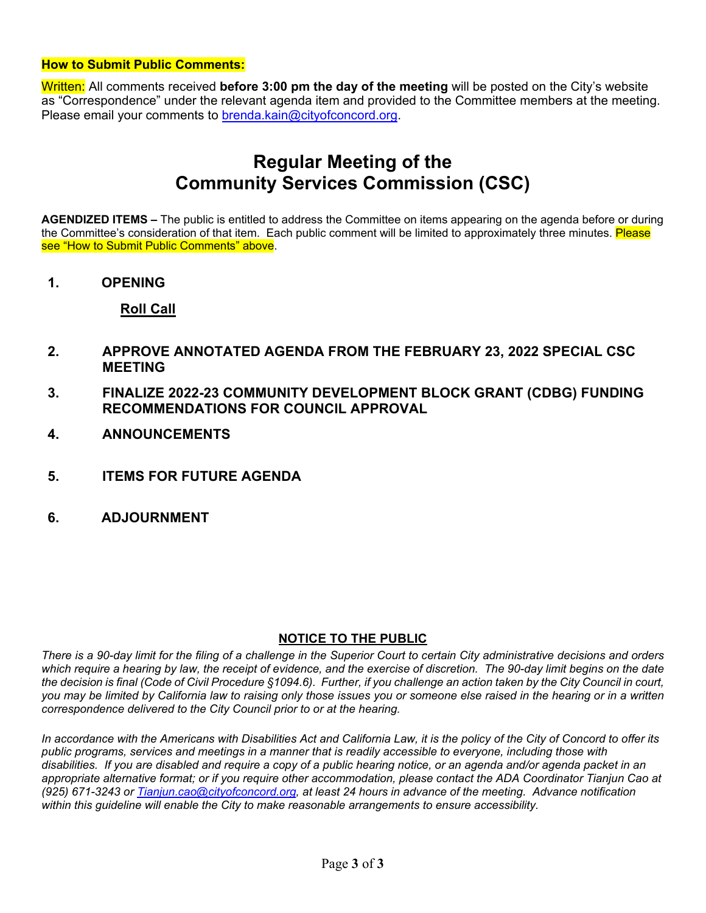**How to Submit Public Comments:**

Written: All comments received **before 3:00 pm the day of the meeting** will be posted on the City's website as "Correspondence" under the relevant agenda item and provided to the Committee members at the meeting. Please email your comments to brenda.kain@cityofconcord.org.

# Regular Meeting of the Community Services Commission (CSC)

**AGENDIZED ITEMS –** The public is entitled to address the Committee on items appearing on the agenda before or during the Committee's consideration of that item. Each public comment will be limited to approximately three minutes. Please see "How to Submit Public Comments" above.

1. **OPENING**

   **Roll Call**

2. **APPROVE ANNOTATED AGENDA FROM THE FEBRUARY 23, 2022 SPECIAL CSC MEETING**

3. **FINALIZE 2022-23 COMMUNITY DEVELOPMENT BLOCK GRANT (CDBG) FUNDING RECOMMENDATIONS FOR COUNCIL APPROVAL**

4. **ANNOUNCEMENTS**

5. **ITEMS FOR FUTURE AGENDA**

6. **ADJOURNMENT**

**NOTICE TO THE PUBLIC**

*There is a 90-day limit for the filing of a challenge in the Superior Court to certain City administrative decisions and orders which require a hearing by law, the receipt of evidence, and the exercise of discretion. The 90-day limit begins on the date the decision is final (Code of Civil Procedure §1094.6). Further, if you challenge an action taken by the City Council in court, you may be limited by California law to raising only those issues you or someone else raised in the hearing or in a written correspondence delivered to the City Council prior to or at the hearing.*

*In accordance with the Americans with Disabilities Act and California Law, it is the policy of the City of Concord to offer its public programs, services and meetings in a manner that is readily accessible to everyone, including those with disabilities. If you are disabled and require a copy of a public hearing notice, or an agenda and/or agenda packet in an appropriate alternative format; or if you require other accommodation, please contact the ADA Coordinator Tianjun Cao at (925) 671-3243 or Tianjun.cao@cityofconcord.org, at least 24 hours in advance of the meeting. Advance notification within this guideline will enable the City to make reasonable arrangements to ensure accessibility.*